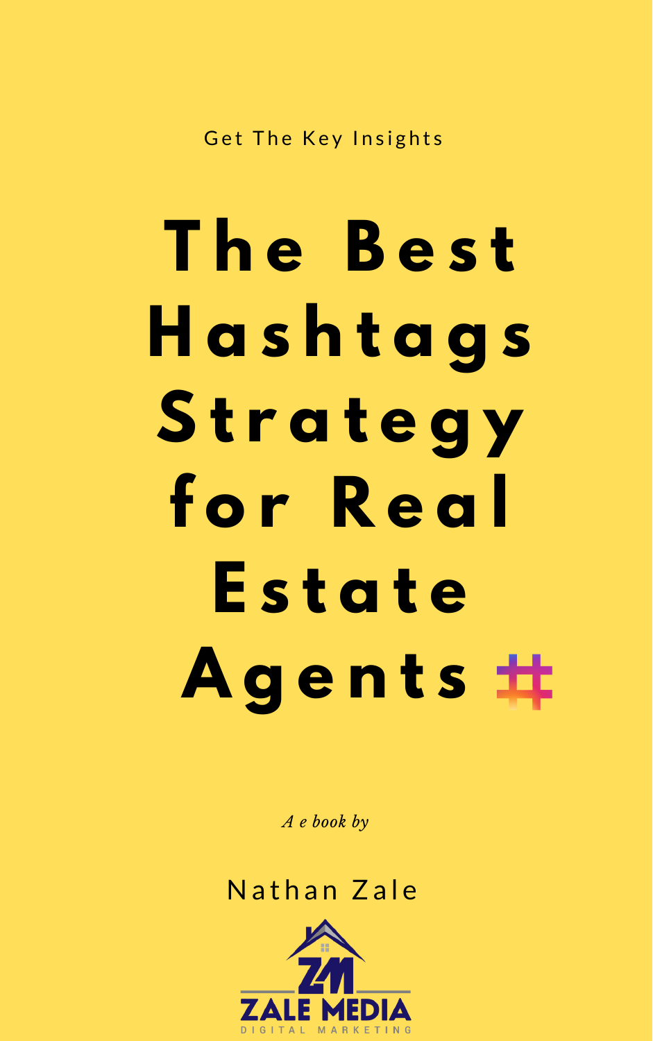Get The Key Insights

# The Best Hashtags Strategy for Real Estate Agents #

*A e book by*

Nathan Zale

ZALE MEDIA

DIGITAL MARKETING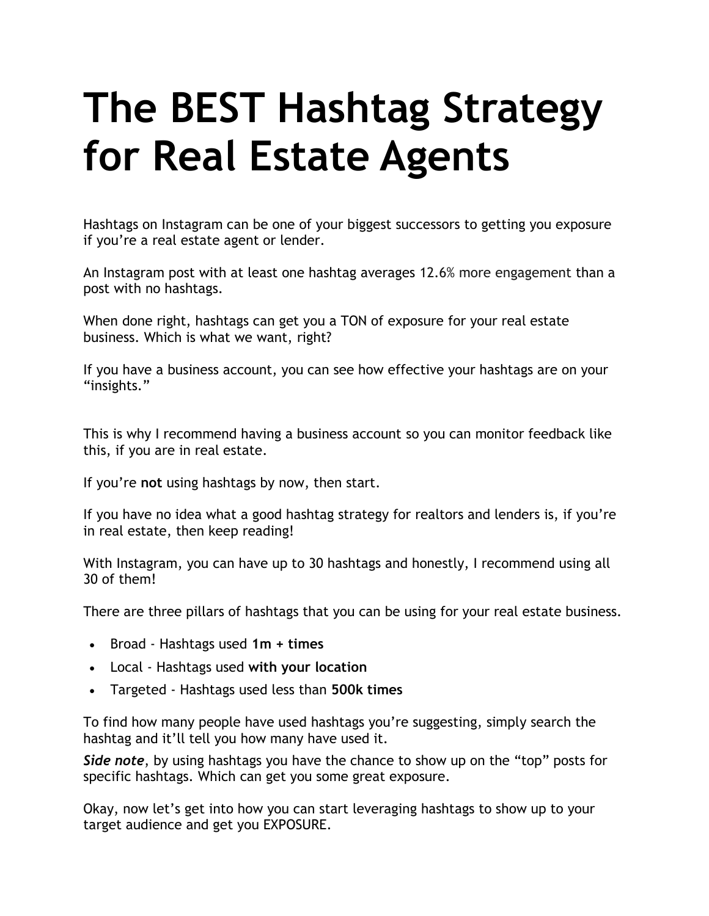# The BEST Hashtag Strategy for Real Estate Agents

Hashtags on Instagram can be one of your biggest successors to getting you exposure if you're a real estate agent or lender.

An Instagram post with at least one hashtag averages 12.6% more engagement than a post with no hashtags.

When done right, hashtags can get you a TON of exposure for your real estate business. Which is what we want, right?

If you have a business account, you can see how effective your hashtags are on your "insights."

This is why I recommend having a business account so you can monitor feedback like this, if you are in real estate.

If you're **not** using hashtags by now, then start.

If you have no idea what a good hashtag strategy for realtors and lenders is, if you're in real estate, then keep reading!

With Instagram, you can have up to 30 hashtags and honestly, I recommend using all 30 of them!

There are three pillars of hashtags that you can be using for your real estate business.

- Broad - Hashtags used **1m + times**
- Local - Hashtags used **with your location**
- Targeted - Hashtags used less than **500k times**

To find how many people have used hashtags you're suggesting, simply search the hashtag and it'll tell you how many have used it.

***Side note***, by using hashtags you have the chance to show up on the "top" posts for specific hashtags. Which can get you some great exposure.

Okay, now let's get into how you can start leveraging hashtags to show up to your target audience and get you EXPOSURE.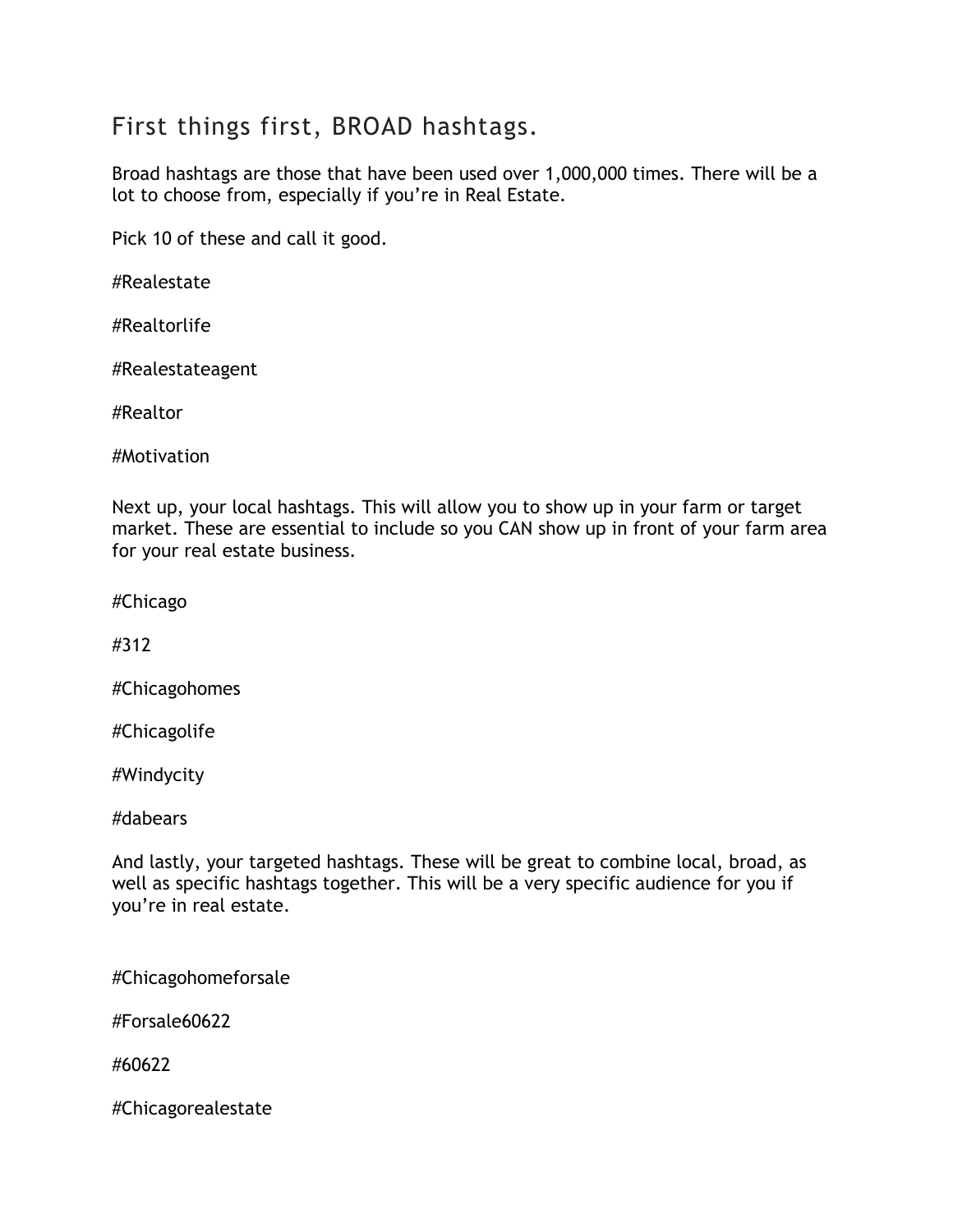## First things first, BROAD hashtags.

Broad hashtags are those that have been used over 1,000,000 times. There will be a lot to choose from, especially if you're in Real Estate.

Pick 10 of these and call it good.

#Realestate

#Realtorlife

#Realestateagent

#Realtor

#Motivation

Next up, your local hashtags. This will allow you to show up in your farm or target market. These are essential to include so you CAN show up in front of your farm area for your real estate business.

#Chicago

#312

#Chicagohomes

#Chicagolife

#Windycity

#dabears

And lastly, your targeted hashtags. These will be great to combine local, broad, as well as specific hashtags together. This will be a very specific audience for you if you're in real estate.

#Chicagohomeforsale

#Forsale60622

#60622

#Chicagorealestate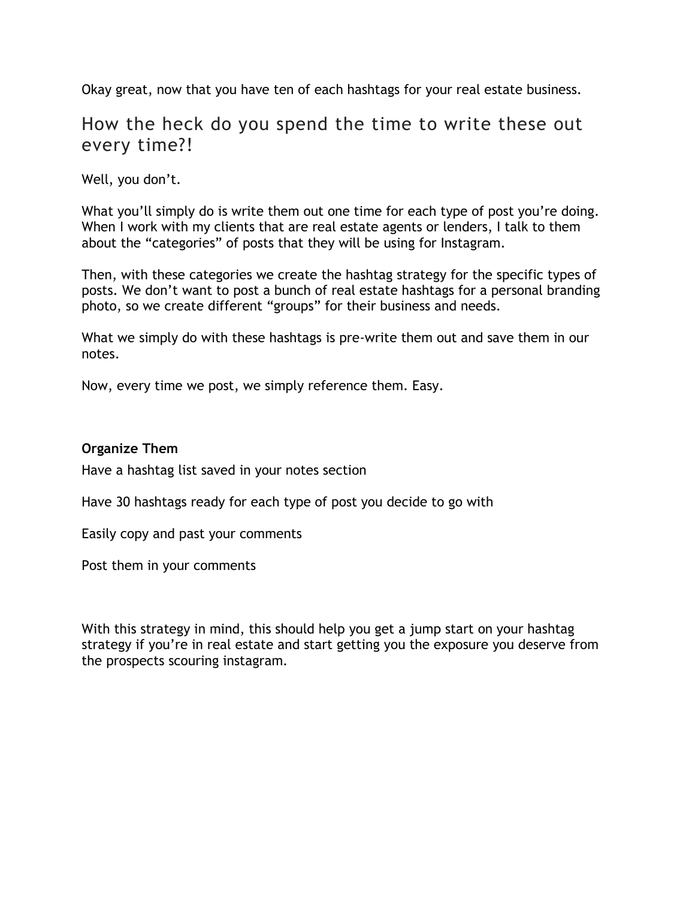Okay great, now that you have ten of each hashtags for your real estate business.

## How the heck do you spend the time to write these out every time?!

Well, you don't.

What you'll simply do is write them out one time for each type of post you're doing. When I work with my clients that are real estate agents or lenders, I talk to them about the "categories" of posts that they will be using for Instagram.

Then, with these categories we create the hashtag strategy for the specific types of posts. We don't want to post a bunch of real estate hashtags for a personal branding photo, so we create different "groups" for their business and needs.

What we simply do with these hashtags is pre-write them out and save them in our notes.

Now, every time we post, we simply reference them. Easy.

**Organize Them**

Have a hashtag list saved in your notes section

Have 30 hashtags ready for each type of post you decide to go with

Easily copy and past your comments

Post them in your comments

With this strategy in mind, this should help you get a jump start on your hashtag strategy if you're in real estate and start getting you the exposure you deserve from the prospects scouring instagram.